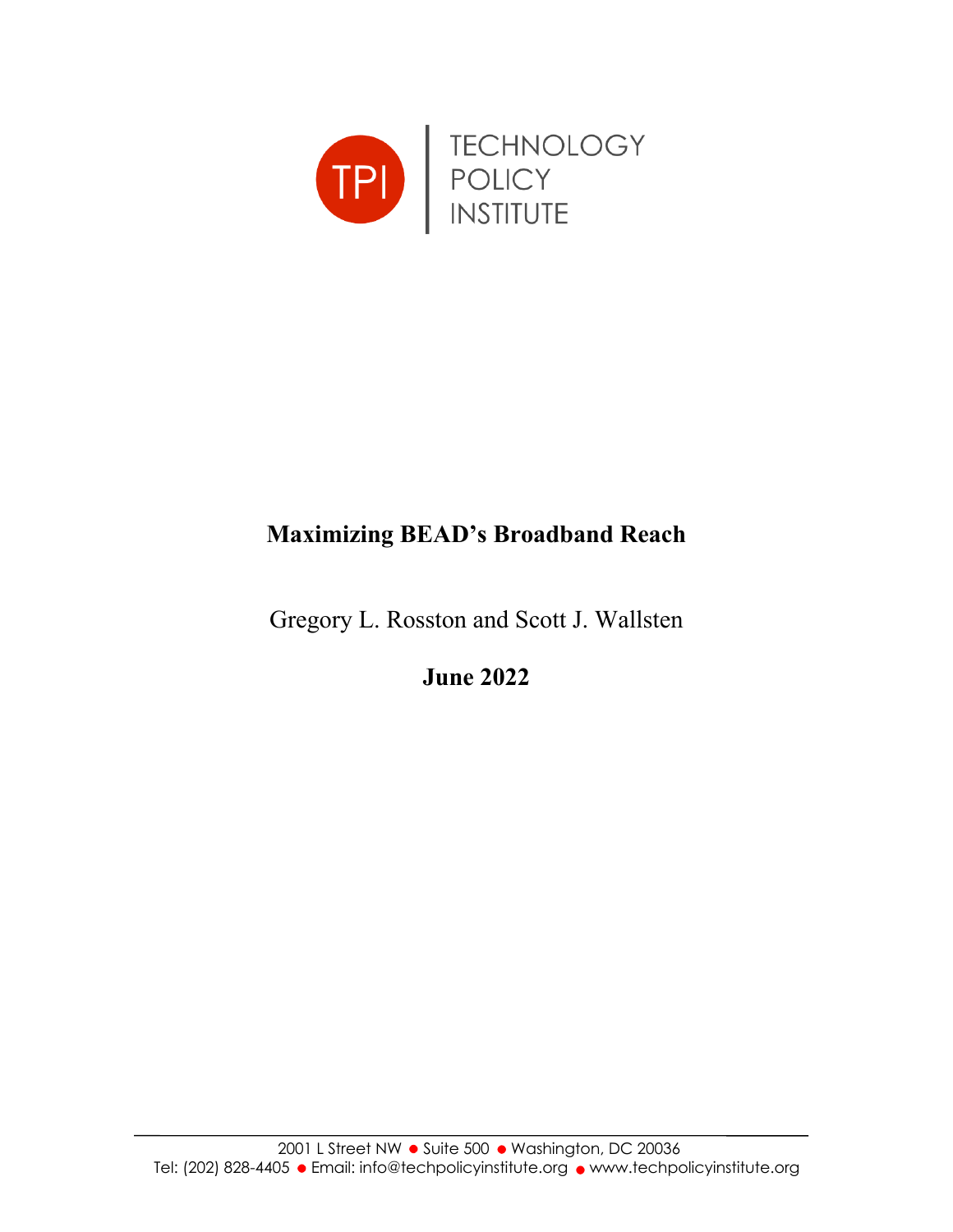TECHNOLOGY POLICY INSTITUTE

# Maximizing BEAD's Broadband Reach

Gregory L. Rosston and Scott J. Wallsten

**June 2022**

2001 L Street NW ● Suite 500 ● Washington, DC 20036
Tel: (202) 828-4405 ● Email: info@techpolicyinstitute.org ● www.techpolicyinstitute.org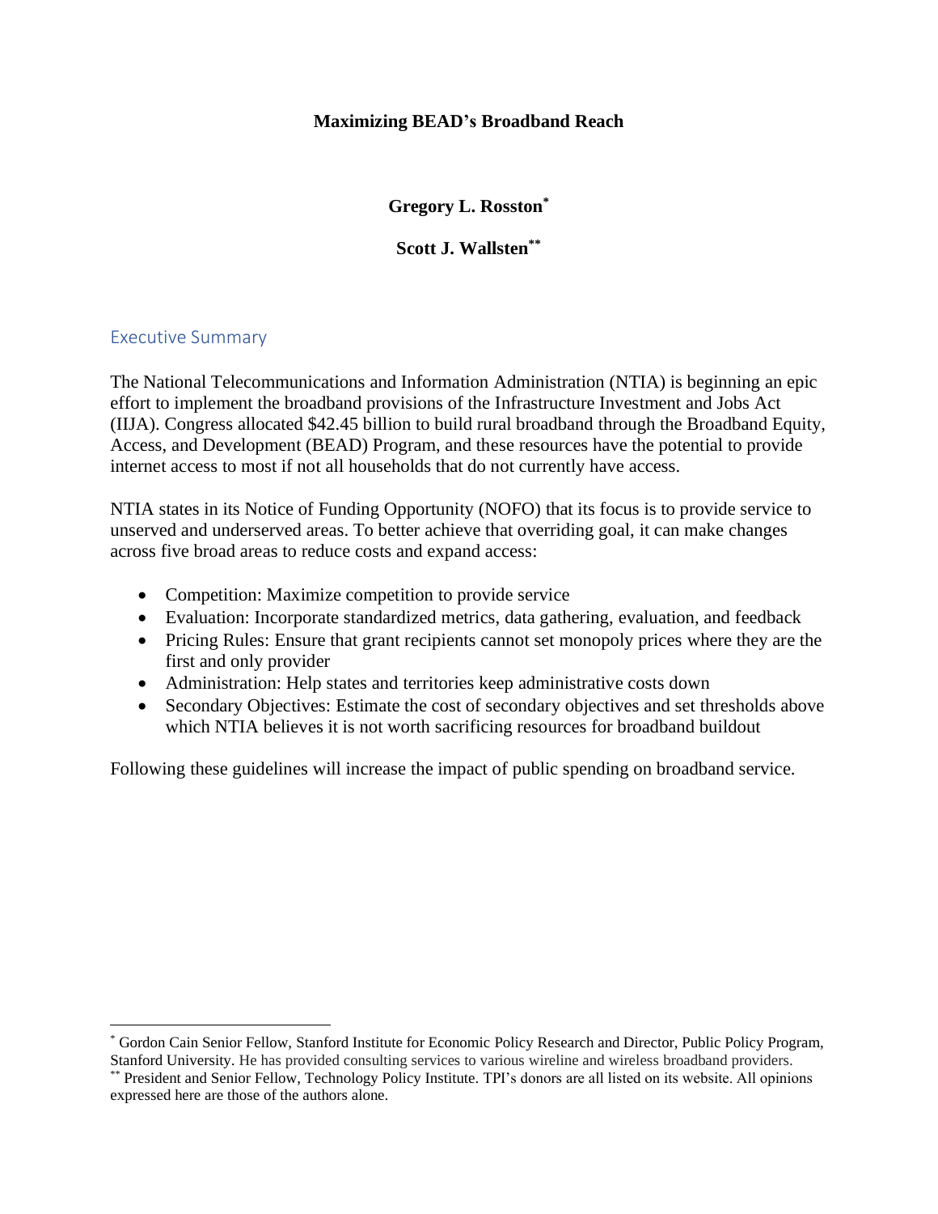**Maximizing BEAD's Broadband Reach**

**Gregory L. Rosston[*]**

**Scott J. Wallsten[**]**

## Executive Summary

The National Telecommunications and Information Administration (NTIA) is beginning an epic effort to implement the broadband provisions of the Infrastructure Investment and Jobs Act (IIJA). Congress allocated $42.45 billion to build rural broadband through the Broadband Equity, Access, and Development (BEAD) Program, and these resources have the potential to provide internet access to most if not all households that do not currently have access.

NTIA states in its Notice of Funding Opportunity (NOFO) that its focus is to provide service to unserved and underserved areas. To better achieve that overriding goal, it can make changes across five broad areas to reduce costs and expand access:

- Competition: Maximize competition to provide service
- Evaluation: Incorporate standardized metrics, data gathering, evaluation, and feedback
- Pricing Rules: Ensure that grant recipients cannot set monopoly prices where they are the first and only provider
- Administration: Help states and territories keep administrative costs down
- Secondary Objectives: Estimate the cost of secondary objectives and set thresholds above which NTIA believes it is not worth sacrificing resources for broadband buildout

Following these guidelines will increase the impact of public spending on broadband service.

---

[*] Gordon Cain Senior Fellow, Stanford Institute for Economic Policy Research and Director, Public Policy Program, Stanford University. He has provided consulting services to various wireline and wireless broadband providers.

[**] President and Senior Fellow, Technology Policy Institute. TPI's donors are all listed on its website. All opinions expressed here are those of the authors alone.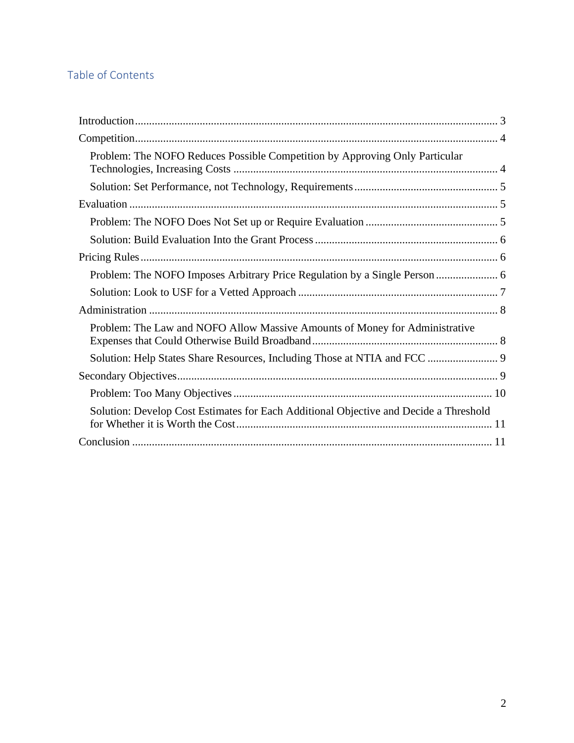## Table of Contents

Introduction ........................................................................................................................ 3

Competition ........................................................................................................................ 4

- Problem: The NOFO Reduces Possible Competition by Approving Only Particular Technologies, Increasing Costs ........................................................................................ 4
- Solution: Set Performance, not Technology, Requirements ............................................ 5

Evaluation .......................................................................................................................... 5

- Problem: The NOFO Does Not Set up or Require Evaluation ........................................ 5
- Solution: Build Evaluation Into the Grant Process .......................................................... 6

Pricing Rules ...................................................................................................................... 6

- Problem: The NOFO Imposes Arbitrary Price Regulation by a Single Person ................ 6
- Solution: Look to USF for a Vetted Approach ................................................................ 7

Administration .................................................................................................................... 8

- Problem: The Law and NOFO Allow Massive Amounts of Money for Administrative Expenses that Could Otherwise Build Broadband ........................................................... 8
- Solution: Help States Share Resources, Including Those at NTIA and FCC ................... 9

Secondary Objectives ......................................................................................................... 9

- Problem: Too Many Objectives ..................................................................................... 10
- Solution: Develop Cost Estimates for Each Additional Objective and Decide a Threshold for Whether it is Worth the Cost ...................................................................................... 11

Conclusion ....................................................................................................................... 11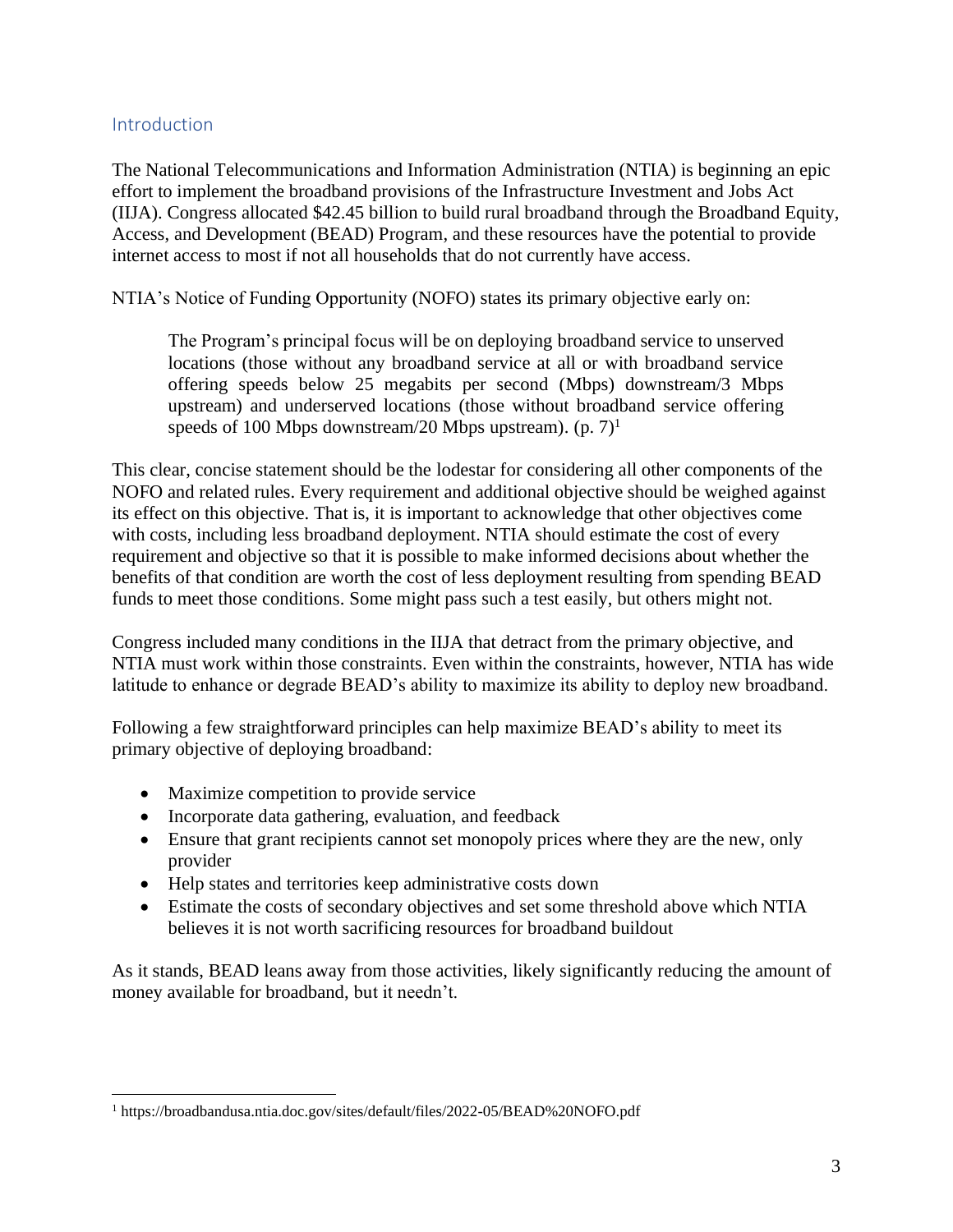## Introduction

The National Telecommunications and Information Administration (NTIA) is beginning an epic effort to implement the broadband provisions of the Infrastructure Investment and Jobs Act (IIJA). Congress allocated $42.45 billion to build rural broadband through the Broadband Equity, Access, and Development (BEAD) Program, and these resources have the potential to provide internet access to most if not all households that do not currently have access.

NTIA's Notice of Funding Opportunity (NOFO) states its primary objective early on:

> The Program's principal focus will be on deploying broadband service to unserved locations (those without any broadband service at all or with broadband service offering speeds below 25 megabits per second (Mbps) downstream/3 Mbps upstream) and underserved locations (those without broadband service offering speeds of 100 Mbps downstream/20 Mbps upstream). (p. 7)[1]

This clear, concise statement should be the lodestar for considering all other components of the NOFO and related rules. Every requirement and additional objective should be weighed against its effect on this objective. That is, it is important to acknowledge that other objectives come with costs, including less broadband deployment. NTIA should estimate the cost of every requirement and objective so that it is possible to make informed decisions about whether the benefits of that condition are worth the cost of less deployment resulting from spending BEAD funds to meet those conditions. Some might pass such a test easily, but others might not.

Congress included many conditions in the IIJA that detract from the primary objective, and NTIA must work within those constraints. Even within the constraints, however, NTIA has wide latitude to enhance or degrade BEAD's ability to maximize its ability to deploy new broadband.

Following a few straightforward principles can help maximize BEAD's ability to meet its primary objective of deploying broadband:

- Maximize competition to provide service
- Incorporate data gathering, evaluation, and feedback
- Ensure that grant recipients cannot set monopoly prices where they are the new, only provider
- Help states and territories keep administrative costs down
- Estimate the costs of secondary objectives and set some threshold above which NTIA believes it is not worth sacrificing resources for broadband buildout

As it stands, BEAD leans away from those activities, likely significantly reducing the amount of money available for broadband, but it needn't.

[1] https://broadbandusa.ntia.doc.gov/sites/default/files/2022-05/BEAD%20NOFO.pdf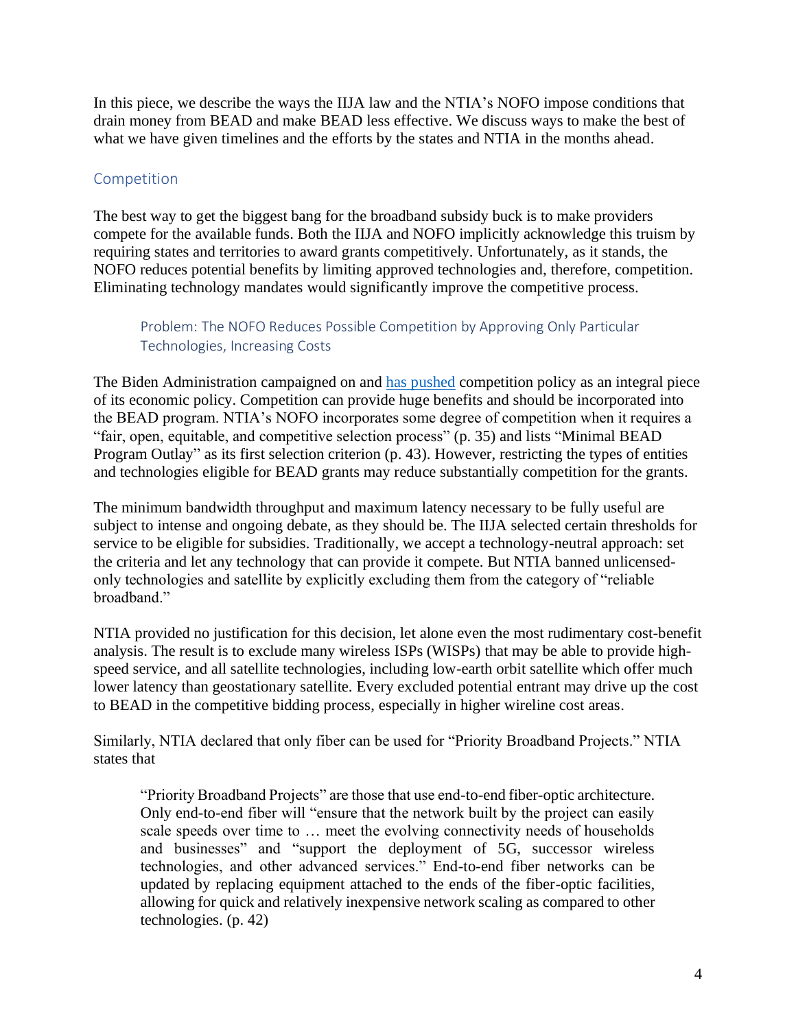In this piece, we describe the ways the IIJA law and the NTIA's NOFO impose conditions that drain money from BEAD and make BEAD less effective. We discuss ways to make the best of what we have given timelines and the efforts by the states and NTIA in the months ahead.

## Competition

The best way to get the biggest bang for the broadband subsidy buck is to make providers compete for the available funds. Both the IIJA and NOFO implicitly acknowledge this truism by requiring states and territories to award grants competitively. Unfortunately, as it stands, the NOFO reduces potential benefits by limiting approved technologies and, therefore, competition. Eliminating technology mandates would significantly improve the competitive process.

### Problem: The NOFO Reduces Possible Competition by Approving Only Particular Technologies, Increasing Costs

The Biden Administration campaigned on and has pushed competition policy as an integral piece of its economic policy. Competition can provide huge benefits and should be incorporated into the BEAD program. NTIA's NOFO incorporates some degree of competition when it requires a "fair, open, equitable, and competitive selection process" (p. 35) and lists "Minimal BEAD Program Outlay" as its first selection criterion (p. 43). However, restricting the types of entities and technologies eligible for BEAD grants may reduce substantially competition for the grants.

The minimum bandwidth throughput and maximum latency necessary to be fully useful are subject to intense and ongoing debate, as they should be. The IIJA selected certain thresholds for service to be eligible for subsidies. Traditionally, we accept a technology-neutral approach: set the criteria and let any technology that can provide it compete. But NTIA banned unlicensed-only technologies and satellite by explicitly excluding them from the category of "reliable broadband."

NTIA provided no justification for this decision, let alone even the most rudimentary cost-benefit analysis. The result is to exclude many wireless ISPs (WISPs) that may be able to provide high-speed service, and all satellite technologies, including low-earth orbit satellite which offer much lower latency than geostationary satellite. Every excluded potential entrant may drive up the cost to BEAD in the competitive bidding process, especially in higher wireline cost areas.

Similarly, NTIA declared that only fiber can be used for "Priority Broadband Projects." NTIA states that

> "Priority Broadband Projects" are those that use end-to-end fiber-optic architecture. Only end-to-end fiber will "ensure that the network built by the project can easily scale speeds over time to … meet the evolving connectivity needs of households and businesses" and "support the deployment of 5G, successor wireless technologies, and other advanced services." End-to-end fiber networks can be updated by replacing equipment attached to the ends of the fiber-optic facilities, allowing for quick and relatively inexpensive network scaling as compared to other technologies. (p. 42)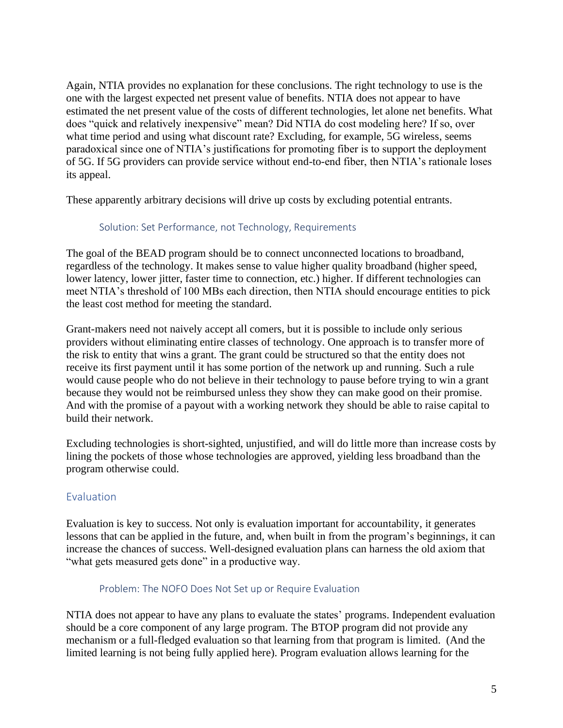Again, NTIA provides no explanation for these conclusions. The right technology to use is the one with the largest expected net present value of benefits. NTIA does not appear to have estimated the net present value of the costs of different technologies, let alone net benefits. What does "quick and relatively inexpensive" mean? Did NTIA do cost modeling here? If so, over what time period and using what discount rate? Excluding, for example, 5G wireless, seems paradoxical since one of NTIA's justifications for promoting fiber is to support the deployment of 5G. If 5G providers can provide service without end-to-end fiber, then NTIA's rationale loses its appeal.

These apparently arbitrary decisions will drive up costs by excluding potential entrants.

### Solution: Set Performance, not Technology, Requirements

The goal of the BEAD program should be to connect unconnected locations to broadband, regardless of the technology. It makes sense to value higher quality broadband (higher speed, lower latency, lower jitter, faster time to connection, etc.) higher. If different technologies can meet NTIA's threshold of 100 MBs each direction, then NTIA should encourage entities to pick the least cost method for meeting the standard.

Grant-makers need not naively accept all comers, but it is possible to include only serious providers without eliminating entire classes of technology. One approach is to transfer more of the risk to entity that wins a grant. The grant could be structured so that the entity does not receive its first payment until it has some portion of the network up and running. Such a rule would cause people who do not believe in their technology to pause before trying to win a grant because they would not be reimbursed unless they show they can make good on their promise. And with the promise of a payout with a working network they should be able to raise capital to build their network.

Excluding technologies is short-sighted, unjustified, and will do little more than increase costs by lining the pockets of those whose technologies are approved, yielding less broadband than the program otherwise could.

## Evaluation

Evaluation is key to success. Not only is evaluation important for accountability, it generates lessons that can be applied in the future, and, when built in from the program's beginnings, it can increase the chances of success. Well-designed evaluation plans can harness the old axiom that "what gets measured gets done" in a productive way.

### Problem: The NOFO Does Not Set up or Require Evaluation

NTIA does not appear to have any plans to evaluate the states' programs. Independent evaluation should be a core component of any large program. The BTOP program did not provide any mechanism or a full-fledged evaluation so that learning from that program is limited. (And the limited learning is not being fully applied here). Program evaluation allows learning for the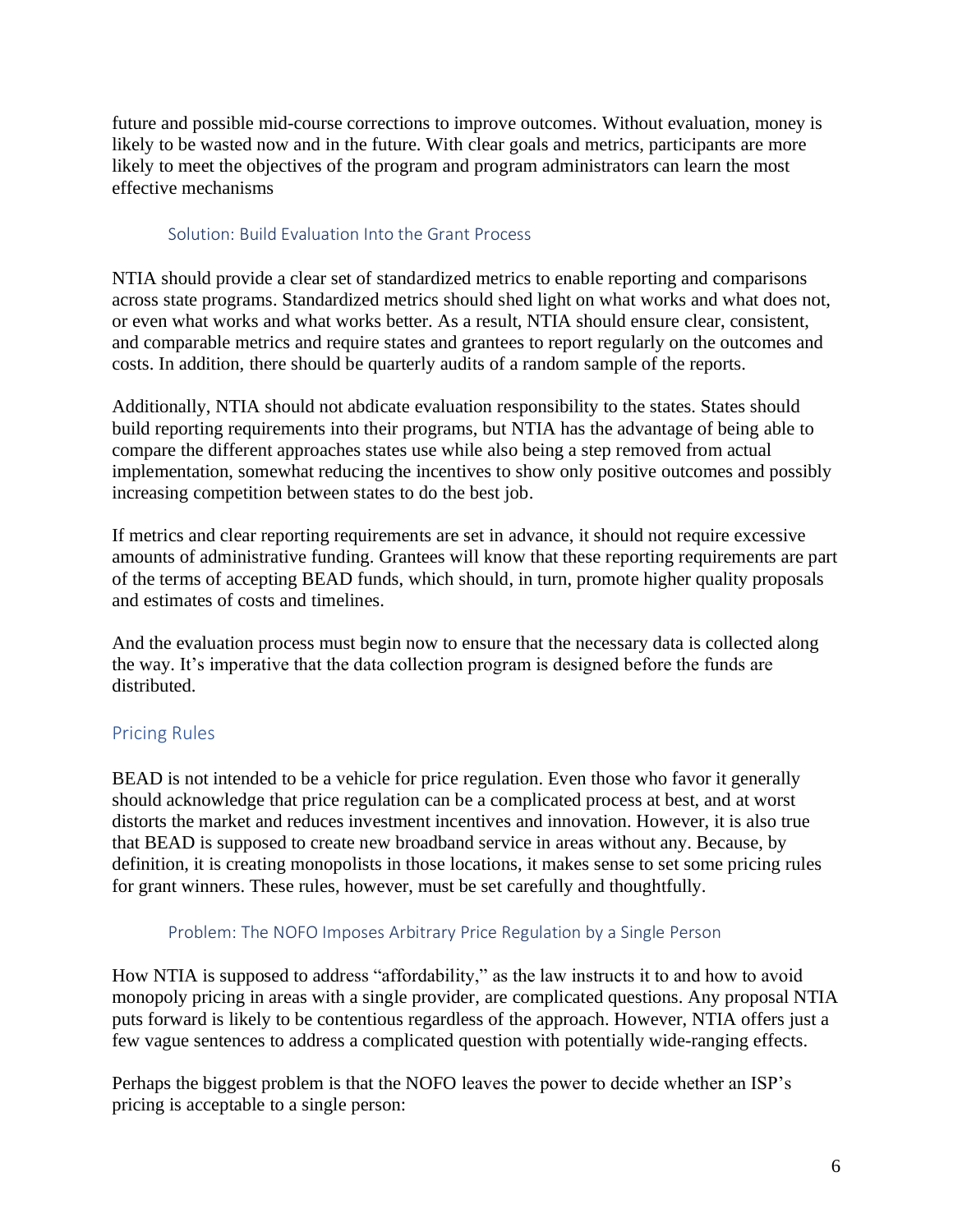future and possible mid-course corrections to improve outcomes. Without evaluation, money is likely to be wasted now and in the future. With clear goals and metrics, participants are more likely to meet the objectives of the program and program administrators can learn the most effective mechanisms

### Solution: Build Evaluation Into the Grant Process

NTIA should provide a clear set of standardized metrics to enable reporting and comparisons across state programs. Standardized metrics should shed light on what works and what does not, or even what works and what works better. As a result, NTIA should ensure clear, consistent, and comparable metrics and require states and grantees to report regularly on the outcomes and costs. In addition, there should be quarterly audits of a random sample of the reports.

Additionally, NTIA should not abdicate evaluation responsibility to the states. States should build reporting requirements into their programs, but NTIA has the advantage of being able to compare the different approaches states use while also being a step removed from actual implementation, somewhat reducing the incentives to show only positive outcomes and possibly increasing competition between states to do the best job.

If metrics and clear reporting requirements are set in advance, it should not require excessive amounts of administrative funding. Grantees will know that these reporting requirements are part of the terms of accepting BEAD funds, which should, in turn, promote higher quality proposals and estimates of costs and timelines.

And the evaluation process must begin now to ensure that the necessary data is collected along the way. It's imperative that the data collection program is designed before the funds are distributed.

## Pricing Rules

BEAD is not intended to be a vehicle for price regulation. Even those who favor it generally should acknowledge that price regulation can be a complicated process at best, and at worst distorts the market and reduces investment incentives and innovation. However, it is also true that BEAD is supposed to create new broadband service in areas without any. Because, by definition, it is creating monopolists in those locations, it makes sense to set some pricing rules for grant winners. These rules, however, must be set carefully and thoughtfully.

### Problem: The NOFO Imposes Arbitrary Price Regulation by a Single Person

How NTIA is supposed to address "affordability," as the law instructs it to and how to avoid monopoly pricing in areas with a single provider, are complicated questions. Any proposal NTIA puts forward is likely to be contentious regardless of the approach. However, NTIA offers just a few vague sentences to address a complicated question with potentially wide-ranging effects.

Perhaps the biggest problem is that the NOFO leaves the power to decide whether an ISP's pricing is acceptable to a single person: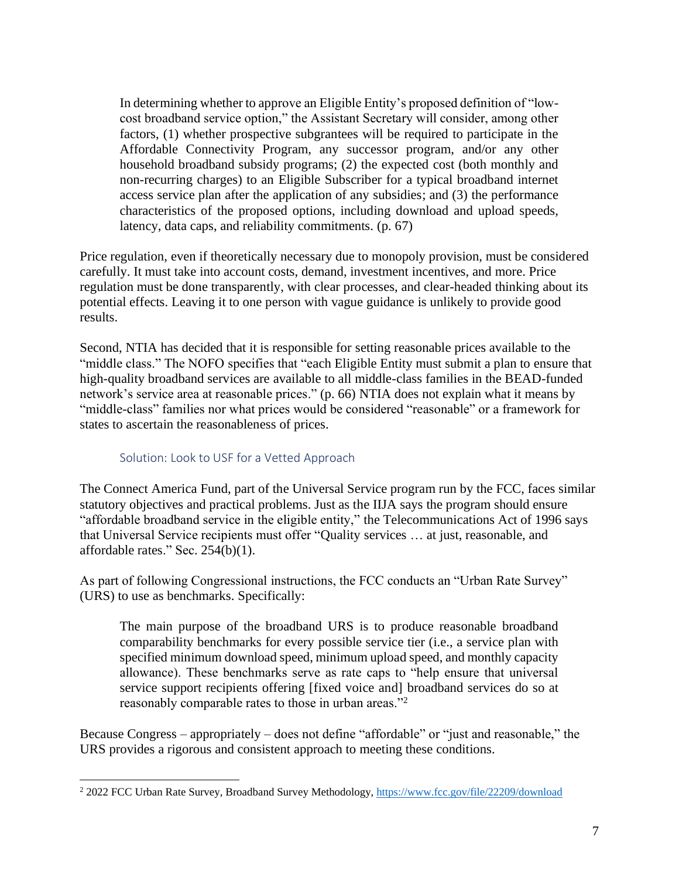> In determining whether to approve an Eligible Entity's proposed definition of "low-cost broadband service option," the Assistant Secretary will consider, among other factors, (1) whether prospective subgrantees will be required to participate in the Affordable Connectivity Program, any successor program, and/or any other household broadband subsidy programs; (2) the expected cost (both monthly and non-recurring charges) to an Eligible Subscriber for a typical broadband internet access service plan after the application of any subsidies; and (3) the performance characteristics of the proposed options, including download and upload speeds, latency, data caps, and reliability commitments. (p. 67)

Price regulation, even if theoretically necessary due to monopoly provision, must be considered carefully. It must take into account costs, demand, investment incentives, and more. Price regulation must be done transparently, with clear processes, and clear-headed thinking about its potential effects. Leaving it to one person with vague guidance is unlikely to provide good results.

Second, NTIA has decided that it is responsible for setting reasonable prices available to the "middle class." The NOFO specifies that "each Eligible Entity must submit a plan to ensure that high-quality broadband services are available to all middle-class families in the BEAD-funded network's service area at reasonable prices." (p. 66) NTIA does not explain what it means by "middle-class" families nor what prices would be considered "reasonable" or a framework for states to ascertain the reasonableness of prices.

### Solution: Look to USF for a Vetted Approach

The Connect America Fund, part of the Universal Service program run by the FCC, faces similar statutory objectives and practical problems. Just as the IIJA says the program should ensure "affordable broadband service in the eligible entity," the Telecommunications Act of 1996 says that Universal Service recipients must offer "Quality services … at just, reasonable, and affordable rates." Sec. 254(b)(1).

As part of following Congressional instructions, the FCC conducts an "Urban Rate Survey" (URS) to use as benchmarks. Specifically:

> The main purpose of the broadband URS is to produce reasonable broadband comparability benchmarks for every possible service tier (i.e., a service plan with specified minimum download speed, minimum upload speed, and monthly capacity allowance). These benchmarks serve as rate caps to "help ensure that universal service support recipients offering [fixed voice and] broadband services do so at reasonably comparable rates to those in urban areas."[2]

Because Congress – appropriately – does not define "affordable" or "just and reasonable," the URS provides a rigorous and consistent approach to meeting these conditions.

---

[2] 2022 FCC Urban Rate Survey, Broadband Survey Methodology, https://www.fcc.gov/file/22209/download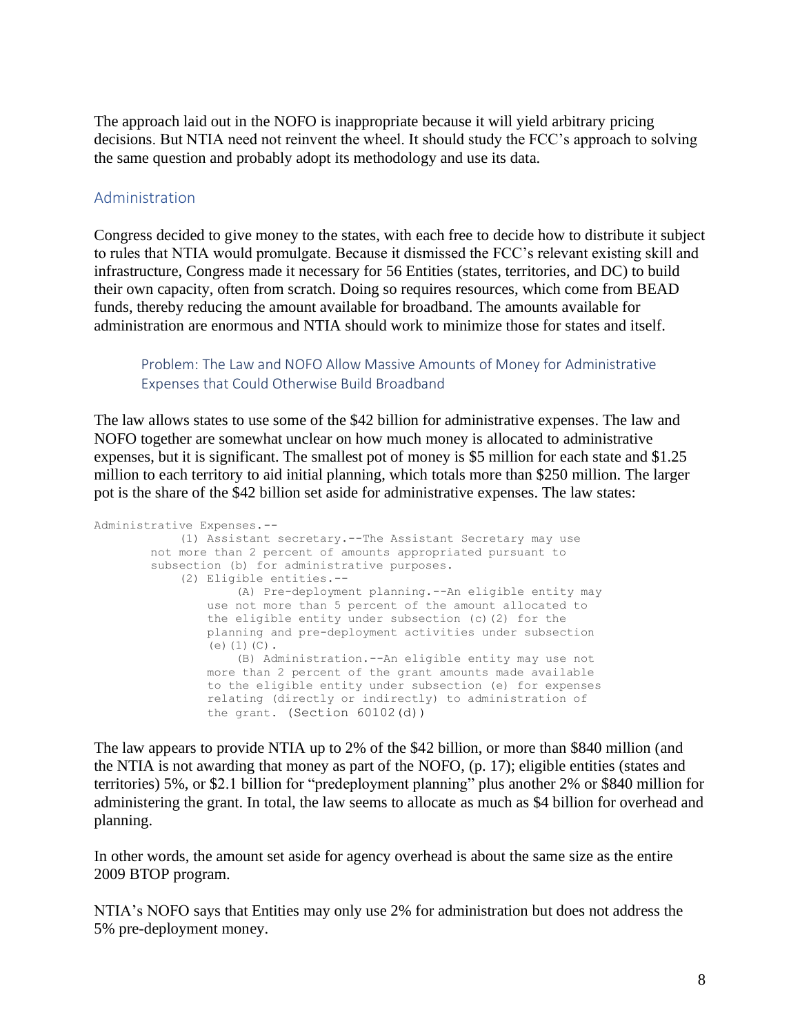The approach laid out in the NOFO is inappropriate because it will yield arbitrary pricing decisions. But NTIA need not reinvent the wheel. It should study the FCC's approach to solving the same question and probably adopt its methodology and use its data.

## Administration

Congress decided to give money to the states, with each free to decide how to distribute it subject to rules that NTIA would promulgate. Because it dismissed the FCC's relevant existing skill and infrastructure, Congress made it necessary for 56 Entities (states, territories, and DC) to build their own capacity, often from scratch. Doing so requires resources, which come from BEAD funds, thereby reducing the amount available for broadband. The amounts available for administration are enormous and NTIA should work to minimize those for states and itself.

### Problem: The Law and NOFO Allow Massive Amounts of Money for Administrative Expenses that Could Otherwise Build Broadband

The law allows states to use some of the $42 billion for administrative expenses. The law and NOFO together are somewhat unclear on how much money is allocated to administrative expenses, but it is significant. The smallest pot of money is $5 million for each state and $1.25 million to each territory to aid initial planning, which totals more than $250 million. The larger pot is the share of the $42 billion set aside for administrative expenses. The law states:

```
Administrative Expenses.--
            (1) Assistant secretary.--The Assistant Secretary may use
        not more than 2 percent of amounts appropriated pursuant to
        subsection (b) for administrative purposes.
            (2) Eligible entities.--
                (A) Pre-deployment planning.--An eligible entity may
                use not more than 5 percent of the amount allocated to
                the eligible entity under subsection (c)(2) for the
                planning and pre-deployment activities under subsection
                (e)(1)(C).
                (B) Administration.--An eligible entity may use not
                more than 2 percent of the grant amounts made available
                to the eligible entity under subsection (e) for expenses
                relating (directly or indirectly) to administration of
                the grant. (Section 60102(d))
```

The law appears to provide NTIA up to 2% of the $42 billion, or more than $840 million (and the NTIA is not awarding that money as part of the NOFO, (p. 17); eligible entities (states and territories) 5%, or $2.1 billion for "predeployment planning" plus another 2% or $840 million for administering the grant. In total, the law seems to allocate as much as $4 billion for overhead and planning.

In other words, the amount set aside for agency overhead is about the same size as the entire 2009 BTOP program.

NTIA's NOFO says that Entities may only use 2% for administration but does not address the 5% pre-deployment money.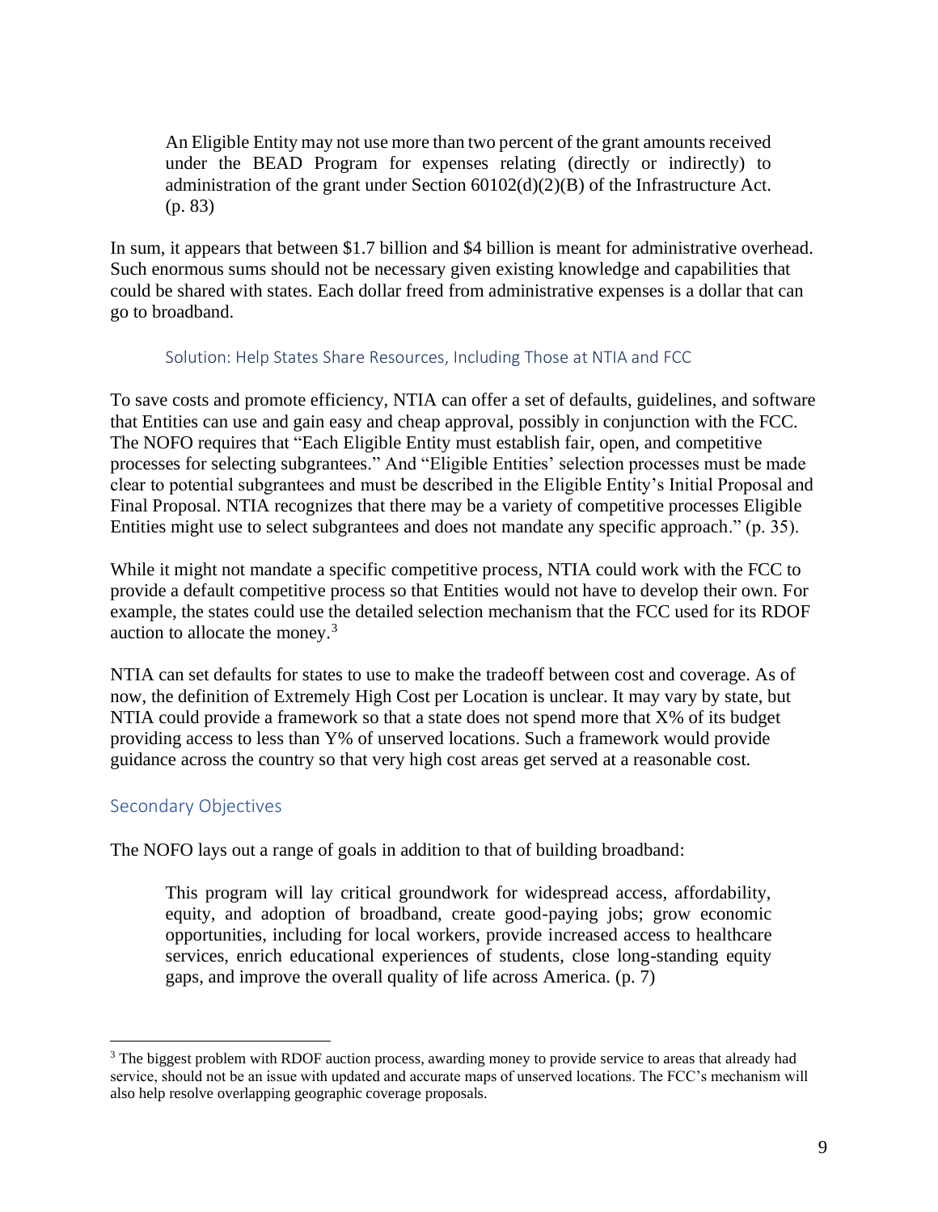> An Eligible Entity may not use more than two percent of the grant amounts received under the BEAD Program for expenses relating (directly or indirectly) to administration of the grant under Section 60102(d)(2)(B) of the Infrastructure Act. (p. 83)

In sum, it appears that between $1.7 billion and $4 billion is meant for administrative overhead. Such enormous sums should not be necessary given existing knowledge and capabilities that could be shared with states. Each dollar freed from administrative expenses is a dollar that can go to broadband.

### Solution: Help States Share Resources, Including Those at NTIA and FCC

To save costs and promote efficiency, NTIA can offer a set of defaults, guidelines, and software that Entities can use and gain easy and cheap approval, possibly in conjunction with the FCC. The NOFO requires that "Each Eligible Entity must establish fair, open, and competitive processes for selecting subgrantees." And "Eligible Entities' selection processes must be made clear to potential subgrantees and must be described in the Eligible Entity's Initial Proposal and Final Proposal. NTIA recognizes that there may be a variety of competitive processes Eligible Entities might use to select subgrantees and does not mandate any specific approach." (p. 35).

While it might not mandate a specific competitive process, NTIA could work with the FCC to provide a default competitive process so that Entities would not have to develop their own. For example, the states could use the detailed selection mechanism that the FCC used for its RDOF auction to allocate the money.[3]

NTIA can set defaults for states to use to make the tradeoff between cost and coverage. As of now, the definition of Extremely High Cost per Location is unclear. It may vary by state, but NTIA could provide a framework so that a state does not spend more that X% of its budget providing access to less than Y% of unserved locations. Such a framework would provide guidance across the country so that very high cost areas get served at a reasonable cost.

## Secondary Objectives

The NOFO lays out a range of goals in addition to that of building broadband:

> This program will lay critical groundwork for widespread access, affordability, equity, and adoption of broadband, create good-paying jobs; grow economic opportunities, including for local workers, provide increased access to healthcare services, enrich educational experiences of students, close long-standing equity gaps, and improve the overall quality of life across America. (p. 7)

---

[3] The biggest problem with RDOF auction process, awarding money to provide service to areas that already had service, should not be an issue with updated and accurate maps of unserved locations. The FCC's mechanism will also help resolve overlapping geographic coverage proposals.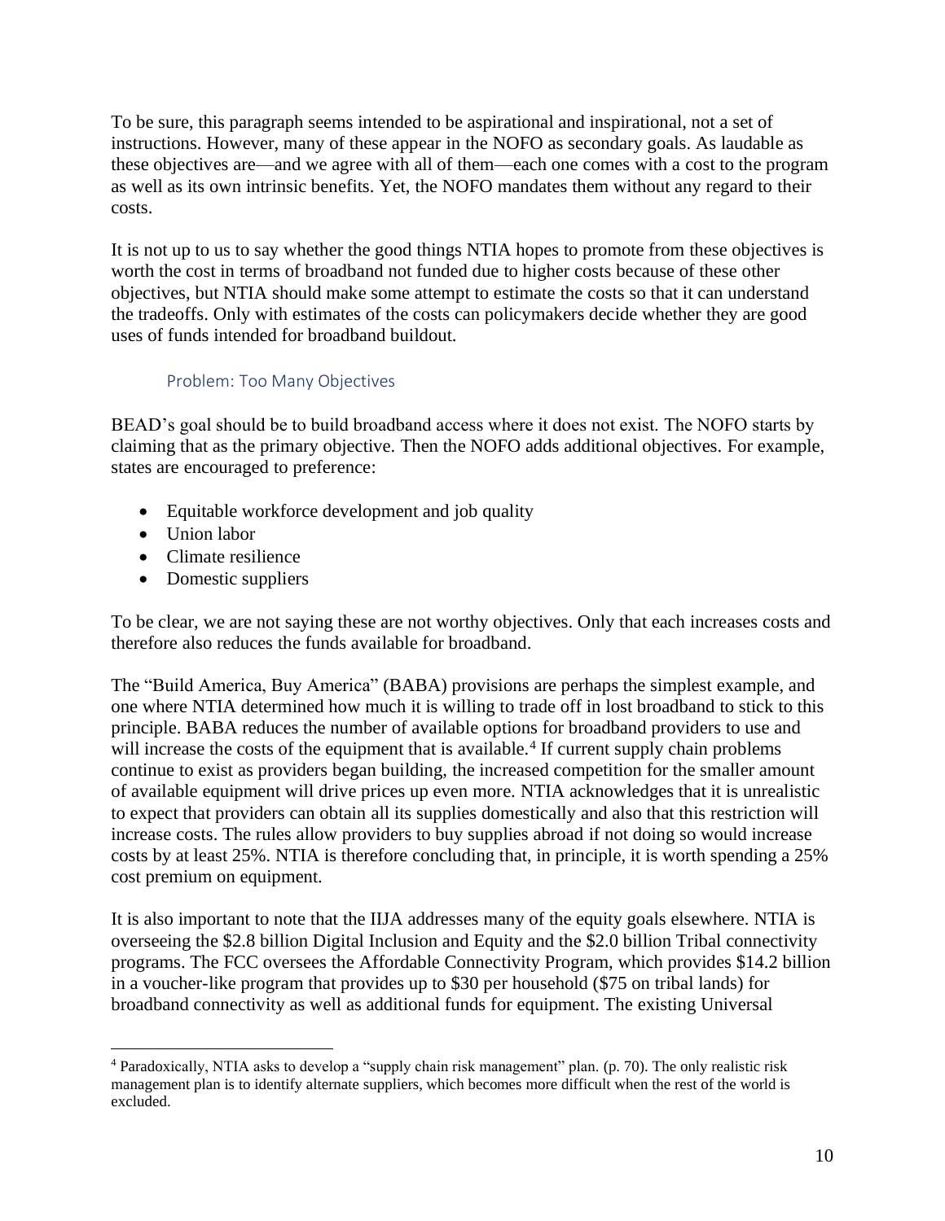To be sure, this paragraph seems intended to be aspirational and inspirational, not a set of instructions. However, many of these appear in the NOFO as secondary goals. As laudable as these objectives are—and we agree with all of them—each one comes with a cost to the program as well as its own intrinsic benefits. Yet, the NOFO mandates them without any regard to their costs.

It is not up to us to say whether the good things NTIA hopes to promote from these objectives is worth the cost in terms of broadband not funded due to higher costs because of these other objectives, but NTIA should make some attempt to estimate the costs so that it can understand the tradeoffs. Only with estimates of the costs can policymakers decide whether they are good uses of funds intended for broadband buildout.

### Problem: Too Many Objectives

BEAD's goal should be to build broadband access where it does not exist. The NOFO starts by claiming that as the primary objective. Then the NOFO adds additional objectives. For example, states are encouraged to preference:

- Equitable workforce development and job quality
- Union labor
- Climate resilience
- Domestic suppliers

To be clear, we are not saying these are not worthy objectives. Only that each increases costs and therefore also reduces the funds available for broadband.

The "Build America, Buy America" (BABA) provisions are perhaps the simplest example, and one where NTIA determined how much it is willing to trade off in lost broadband to stick to this principle. BABA reduces the number of available options for broadband providers to use and will increase the costs of the equipment that is available.[4] If current supply chain problems continue to exist as providers began building, the increased competition for the smaller amount of available equipment will drive prices up even more. NTIA acknowledges that it is unrealistic to expect that providers can obtain all its supplies domestically and also that this restriction will increase costs. The rules allow providers to buy supplies abroad if not doing so would increase costs by at least 25%. NTIA is therefore concluding that, in principle, it is worth spending a 25% cost premium on equipment.

It is also important to note that the IIJA addresses many of the equity goals elsewhere. NTIA is overseeing the $2.8 billion Digital Inclusion and Equity and the $2.0 billion Tribal connectivity programs. The FCC oversees the Affordable Connectivity Program, which provides $14.2 billion in a voucher-like program that provides up to $30 per household ($75 on tribal lands) for broadband connectivity as well as additional funds for equipment. The existing Universal

[4] Paradoxically, NTIA asks to develop a "supply chain risk management" plan. (p. 70). The only realistic risk management plan is to identify alternate suppliers, which becomes more difficult when the rest of the world is excluded.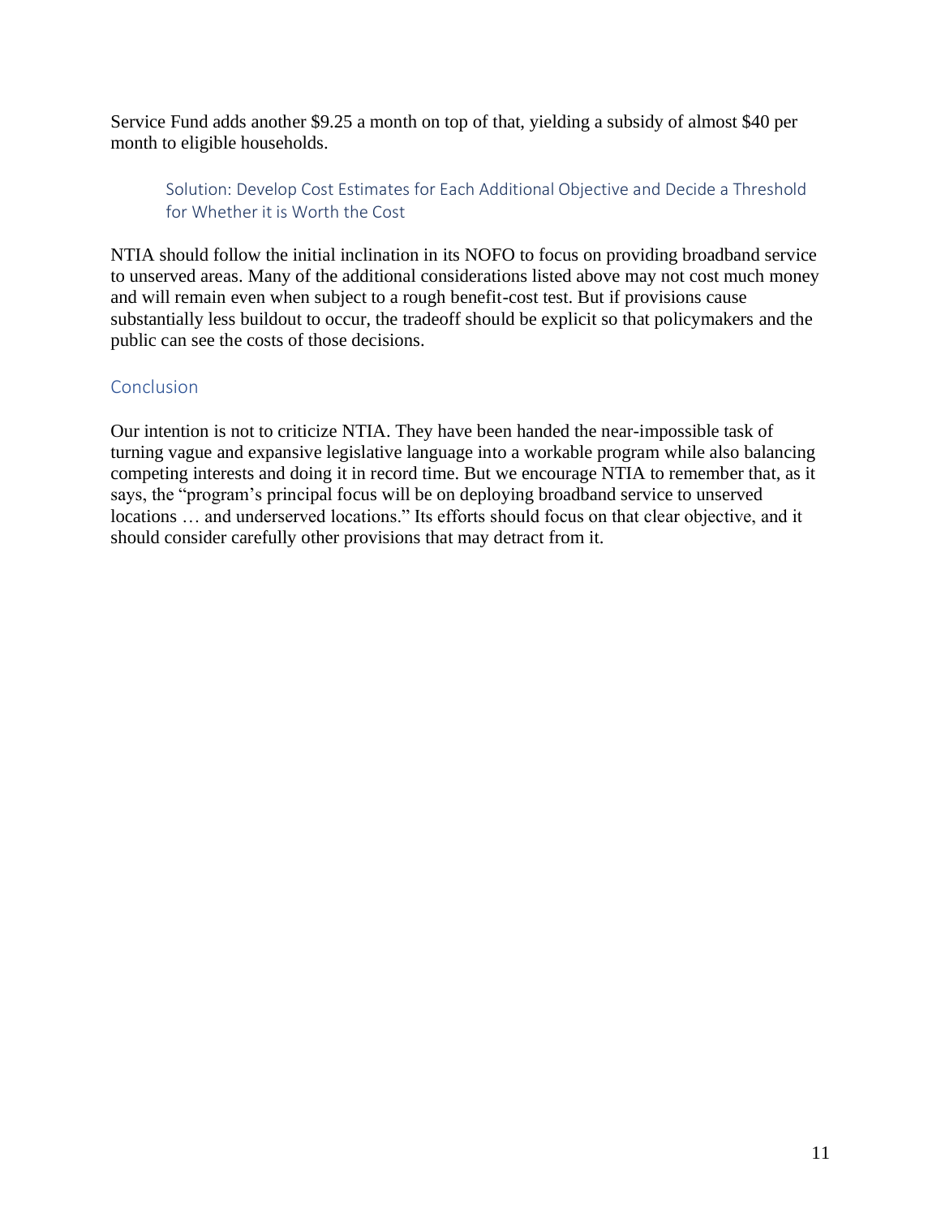Service Fund adds another $9.25 a month on top of that, yielding a subsidy of almost $40 per month to eligible households.

### Solution: Develop Cost Estimates for Each Additional Objective and Decide a Threshold for Whether it is Worth the Cost

NTIA should follow the initial inclination in its NOFO to focus on providing broadband service to unserved areas. Many of the additional considerations listed above may not cost much money and will remain even when subject to a rough benefit-cost test. But if provisions cause substantially less buildout to occur, the tradeoff should be explicit so that policymakers and the public can see the costs of those decisions.

## Conclusion

Our intention is not to criticize NTIA. They have been handed the near-impossible task of turning vague and expansive legislative language into a workable program while also balancing competing interests and doing it in record time. But we encourage NTIA to remember that, as it says, the "program's principal focus will be on deploying broadband service to unserved locations … and underserved locations." Its efforts should focus on that clear objective, and it should consider carefully other provisions that may detract from it.